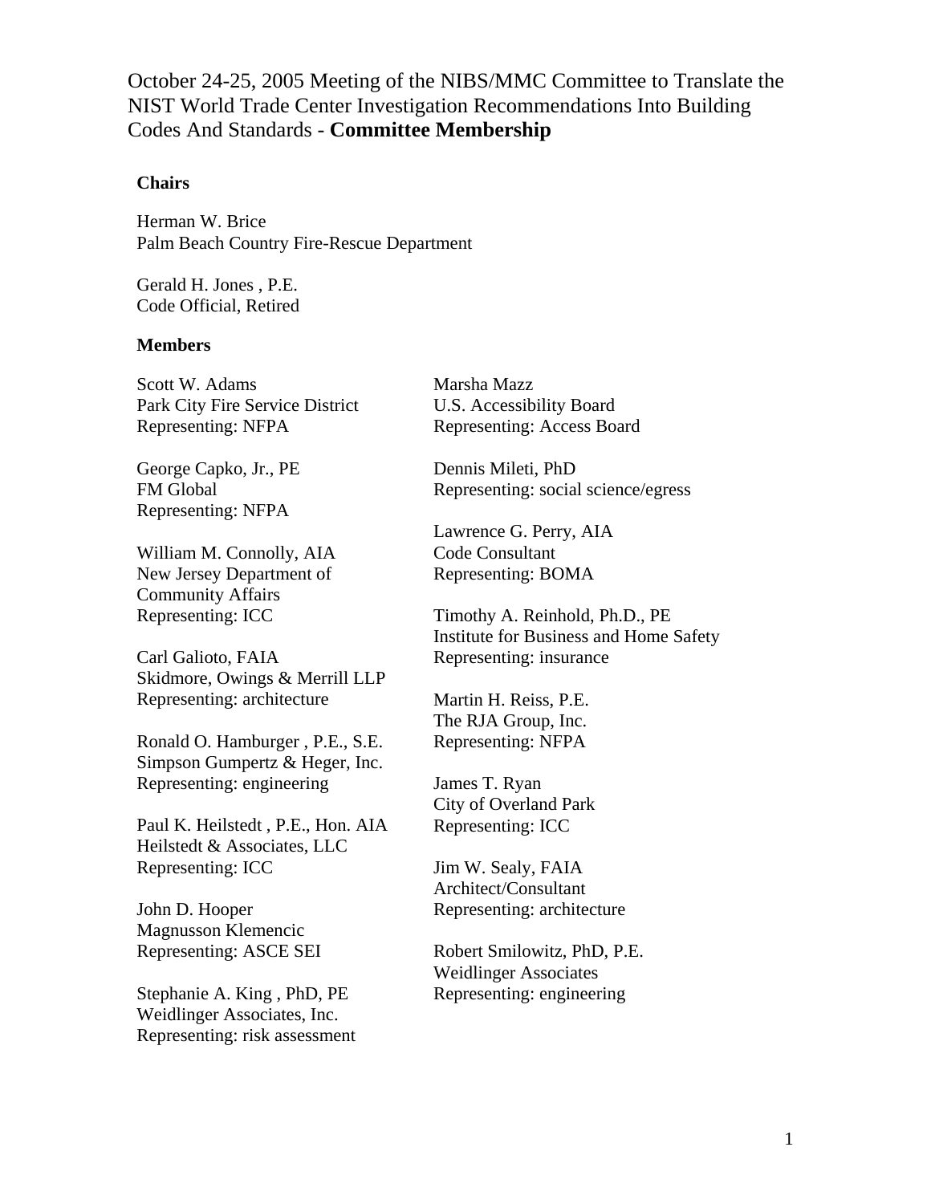# October 24-25, 2005 Meeting of the NIBS/MMC Committee to Translate the NIST World Trade Center Investigation Recommendations Into Building Codes And Standards - **Committee Membership**

**Chairs**

Herman W. Brice
Palm Beach Country Fire-Rescue Department

Gerald H. Jones , P.E.
Code Official, Retired

**Members**

Scott W. Adams
Park City Fire Service District
Representing: NFPA

George Capko, Jr., PE
FM Global
Representing: NFPA

William M. Connolly, AIA
New Jersey Department of Community Affairs
Representing: ICC

Carl Galioto, FAIA
Skidmore, Owings & Merrill LLP
Representing: architecture

Ronald O. Hamburger , P.E., S.E.
Simpson Gumpertz & Heger, Inc.
Representing: engineering

Paul K. Heilstedt , P.E., Hon. AIA
Heilstedt & Associates, LLC
Representing: ICC

John D. Hooper
Magnusson Klemencic
Representing: ASCE SEI

Stephanie A. King , PhD, PE
Weidlinger Associates, Inc.
Representing: risk assessment

Marsha Mazz
U.S. Accessibility Board
Representing: Access Board

Dennis Mileti, PhD
Representing: social science/egress

Lawrence G. Perry, AIA
Code Consultant
Representing: BOMA

Timothy A. Reinhold, Ph.D., PE
Institute for Business and Home Safety
Representing: insurance

Martin H. Reiss, P.E.
The RJA Group, Inc.
Representing: NFPA

James T. Ryan
City of Overland Park
Representing: ICC

Jim W. Sealy, FAIA
Architect/Consultant
Representing: architecture

Robert Smilowitz, PhD, P.E.
Weidlinger Associates
Representing: engineering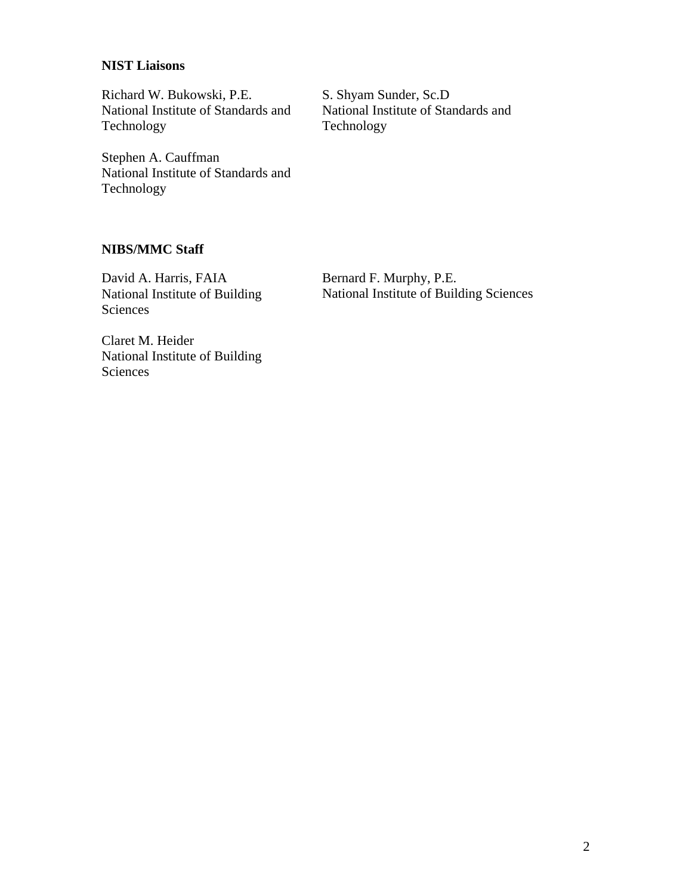**NIST Liaisons**

Richard W. Bukowski, P.E.
National Institute of Standards and Technology

Stephen A. Cauffman
National Institute of Standards and Technology

S. Shyam Sunder, Sc.D
National Institute of Standards and Technology

**NIBS/MMC Staff**

David A. Harris, FAIA
National Institute of Building Sciences

Claret M. Heider
National Institute of Building Sciences

Bernard F. Murphy, P.E.
National Institute of Building Sciences